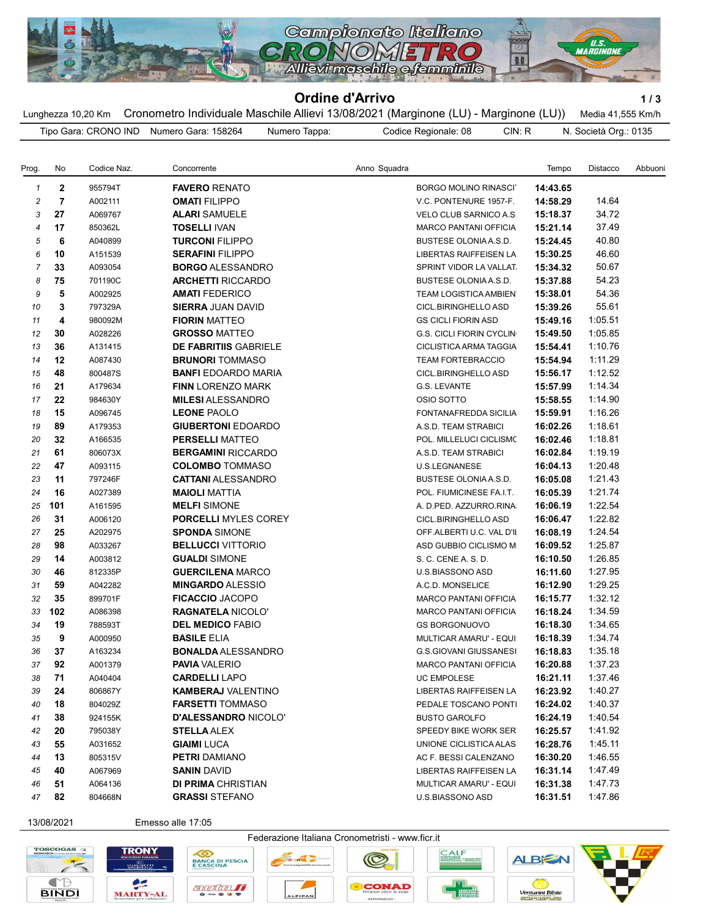# Ordine d'Arrivo

Lunghezza 10,20 Km   Cronometro Individuale Maschile Allievi 13/08/2021 (Marginone (LU) - Marginone (LU))   Media 41,555 Km/h

Tipo Gara: CRONO IND   Numero Gara: 158264   Numero Tappa:   Codice Regionale: 08   CIN: R   N. Società Org.: 0135

| Prog. | No | Codice Naz. | Concorrente | Anno | Squadra | Tempo | Distacco | Abbuoni |
|---|---|---|---|---|---|---|---|---|
| 1 | 2 | 955794T | **FAVERO** RENATO | | BORGO MOLINO RINASCI | **14:43.65** | | |
| 2 | 7 | A002111 | **OMATI** FILIPPO | | V.C. PONTENURE 1957-F. | **14:58.29** | 14.64 | |
| 3 | 27 | A069767 | **ALARI** SAMUELE | | VELO CLUB SARNICO A.S. | **15:18.37** | 34.72 | |
| 4 | 17 | 850362L | **TOSELLI** IVAN | | MARCO PANTANI OFFICIA | **15:21.14** | 37.49 | |
| 5 | 6 | A040899 | **TURCONI** FILIPPO | | BUSTESE OLONIA A.S.D. | **15:24.45** | 40.80 | |
| 6 | 10 | A151539 | **SERAFINI** FILIPPO | | LIBERTAS RAIFFEISEN LA | **15:30.25** | 46.60 | |
| 7 | 33 | A093054 | **BORGO** ALESSANDRO | | SPRINT VIDOR LA VALLAT. | **15:34.32** | 50.67 | |
| 8 | 75 | 701190C | **ARCHETTI** RICCARDO | | BUSTESE OLONIA A.S.D. | **15:37.88** | 54.23 | |
| 9 | 5 | A002925 | **AMATI** FEDERICO | | TEAM LOGISTICA AMBIEN | **15:38.01** | 54.36 | |
| 10 | 3 | 797329A | **SIERRA** JUAN DAVID | | CICL.BIRINGHELLO ASD | **15:39.26** | 55.61 | |
| 11 | 4 | 980092M | **FIORIN** MATTEO | | GS CICLI FIORIN ASD | **15:49.16** | 1:05.51 | |
| 12 | 30 | A028226 | **GROSSO** MATTEO | | G.S. CICLI FIORIN CYCLIN | **15:49.50** | 1:05.85 | |
| 13 | 36 | A131415 | **DE FABRITIIS** GABRIELE | | CICLISTICA ARMA TAGGIA | **15:54.41** | 1:10.76 | |
| 14 | 12 | A087430 | **BRUNORI** TOMMASO | | TEAM FORTEBRACCIO | **15:54.94** | 1:11.29 | |
| 15 | 48 | 800487S | **BANFI** EDOARDO MARIA | | CICL.BIRINGHELLO ASD | **15:56.17** | 1:12.52 | |
| 16 | 21 | A179634 | **FINN** LORENZO MARK | | G.S. LEVANTE | **15:57.99** | 1:14.34 | |
| 17 | 22 | 984630Y | **MILESI** ALESSANDRO | | OSIO SOTTO | **15:58.55** | 1:14.90 | |
| 18 | 15 | A096745 | **LEONE** PAOLO | | FONTANAFREDDA SICILIA | **15:59.91** | 1:16.26 | |
| 19 | 89 | A179353 | **GIUBERTONI** EDOARDO | | A.S.D. TEAM STRABICI | **16:02.26** | 1:18.61 | |
| 20 | 32 | A166535 | **PERSELLI** MATTEO | | POL. MILLELUCI CICLISMC | **16:02.46** | 1:18.81 | |
| 21 | 61 | 806073X | **BERGAMINI** RICCARDO | | A.S.D. TEAM STRABICI | **16:02.84** | 1:19.19 | |
| 22 | 47 | A093115 | **COLOMBO** TOMMASO | | U.S.LEGNANESE | **16:04.13** | 1:20.48 | |
| 23 | 11 | 797246F | **CATTANI** ALESSANDRO | | BUSTESE OLONIA A.S.D. | **16:05.08** | 1:21.43 | |
| 24 | 16 | A027389 | **MAIOLI** MATTIA | | POL. FIUMICINESE FA.I.T. | **16:05.39** | 1:21.74 | |
| 25 | 101 | A161595 | **MELFI** SIMONE | | A. D.PED. AZZURRO.RINA | **16:06.19** | 1:22.54 | |
| 26 | 31 | A006120 | **PORCELLI** MYLES COREY | | CICL.BIRINGHELLO ASD | **16:06.47** | 1:22.82 | |
| 27 | 25 | A202975 | **SPONDA** SIMONE | | OFF.ALBERTI U.C. VAL D'I | **16:08.19** | 1:24.54 | |
| 28 | 98 | A033267 | **BELLUCCI** VITTORIO | | ASD GUBBIO CICLISMO M | **16:09.52** | 1:25.87 | |
| 29 | 14 | A003812 | **GUALDI** SIMONE | | S. C. CENE A. S. D. | **16:10.50** | 1:26.85 | |
| 30 | 46 | 812335P | **GUERCILENA** MARCO | | U.S.BIASSONO ASD | **16:11.60** | 1:27.95 | |
| 31 | 59 | A042282 | **MINGARDO** ALESSIO | | A.C.D. MONSELICE | **16:12.90** | 1:29.25 | |
| 32 | 35 | 899701F | **FICACCIO** JACOPO | | MARCO PANTANI OFFICIA | **16:15.77** | 1:32.12 | |
| 33 | 102 | A086398 | **RAGNATELA** NICOLO' | | MARCO PANTANI OFFICIA | **16:18.24** | 1:34.59 | |
| 34 | 19 | 788593T | **DEL MEDICO** FABIO | | GS BORGONUOVO | **16:18.30** | 1:34.65 | |
| 35 | 9 | A000950 | **BASILE** ELIA | | MULTICAR AMARU' - EQUI | **16:18.39** | 1:34.74 | |
| 36 | 37 | A163234 | **BONALDA** ALESSANDRO | | G.S.GIOVANI GIUSSANESI | **16:18.83** | 1:35.18 | |
| 37 | 92 | A001379 | **PAVIA** VALERIO | | MARCO PANTANI OFFICIA | **16:20.88** | 1:37.23 | |
| 38 | 71 | A040404 | **CARDELLI** LAPO | | UC EMPOLESE | **16:21.11** | 1:37.46 | |
| 39 | 24 | 806867Y | **KAMBERAJ** VALENTINO | | LIBERTAS RAIFFEISEN LA | **16:23.92** | 1:40.27 | |
| 40 | 18 | 804029Z | **FARSETTI** TOMMASO | | PEDALE TOSCANO PONTI | **16:24.02** | 1:40.37 | |
| 41 | 38 | 924155K | **D'ALESSANDRO** NICOLO' | | BUSTO GAROLFO | **16:24.19** | 1:40.54 | |
| 42 | 20 | 795038Y | **STELLA** ALEX | | SPEEDY BIKE WORK SER | **16:25.57** | 1:41.92 | |
| 43 | 55 | A031652 | **GIAIMI** LUCA | | UNIONE CICLISTICA ALAS | **16:28.76** | 1:45.11 | |
| 44 | 13 | 805315V | **PETRI** DAMIANO | | AC F. BESSI CALENZANO | **16:30.20** | 1:46.55 | |
| 45 | 40 | A067969 | **SANIN** DAVID | | LIBERTAS RAIFFEISEN LA | **16:31.14** | 1:47.49 | |
| 46 | 51 | A064136 | **DI PRIMA** CHRISTIAN | | MULTICAR AMARU' - EQUI | **16:31.38** | 1:47.73 | |
| 47 | 82 | 804668N | **GRASSI** STEFANO | | U.S.BIASSONO ASD | **16:31.51** | 1:47.86 | |

13/08/2021   Emesso alle 17:05

Federazione Italiana Cronometristi - www.ficr.it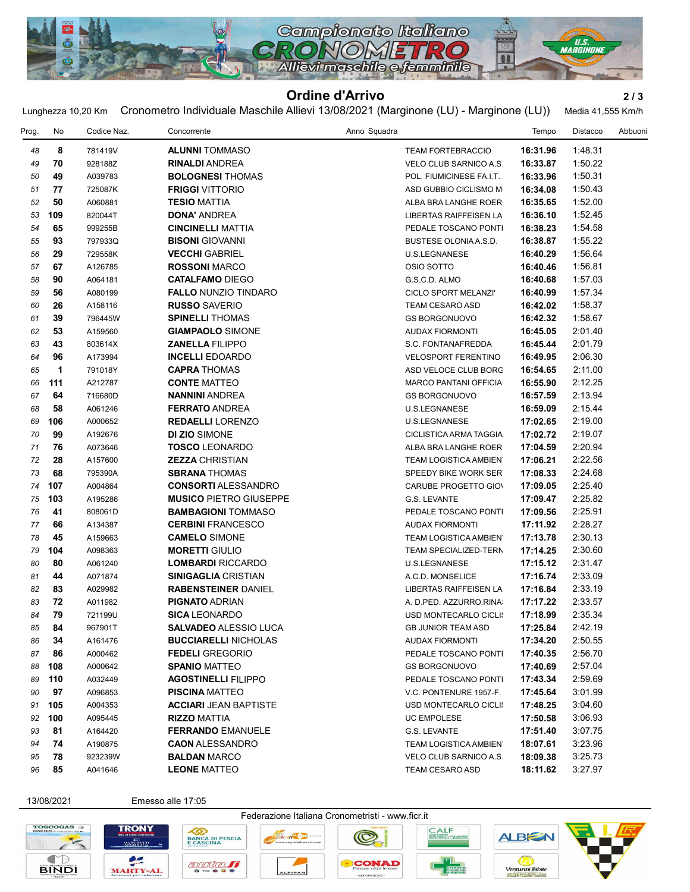## Ordine d'Arrivo

Lunghezza 10,20 Km Cronometro Individuale Maschile Allievi 13/08/2021 (Marginone (LU) - Marginone (LU)) Media 41,555 Km/h

| Prog. | No | Codice Naz. | Concorrente | Anno | Squadra | Tempo | Distacco | Abbuoni |
|---|---|---|---|---|---|---|---|---|
| 48 | 8 | 781419V | **ALUNNI** TOMMASO | | TEAM FORTEBRACCIO | **16:31.96** | 1:48.31 | |
| 49 | 70 | 928188Z | **RINALDI** ANDREA | | VELO CLUB SARNICO A.S. | **16:33.87** | 1:50.22 | |
| 50 | 49 | A039783 | **BOLOGNESI** THOMAS | | POL. FIUMICINESE FA.I.T. | **16:33.96** | 1:50.31 | |
| 51 | 77 | 725087K | **FRIGGI** VITTORIO | | ASD GUBBIO CICLISMO M | **16:34.08** | 1:50.43 | |
| 52 | 50 | A060881 | **TESIO** MATTIA | | ALBA BRA LANGHE ROER | **16:35.65** | 1:52.00 | |
| 53 | 109 | 820044T | **DONA'** ANDREA | | LIBERTAS RAIFFEISEN LA | **16:36.10** | 1:52.45 | |
| 54 | 65 | 999255B | **CINCINELLI** MATTIA | | PEDALE TOSCANO PONTI | **16:38.23** | 1:54.58 | |
| 55 | 93 | 797933Q | **BISONI** GIOVANNI | | BUSTESE OLONIA A.S.D. | **16:38.87** | 1:55.22 | |
| 56 | 29 | 729558K | **VECCHI** GABRIEL | | U.S.LEGNANESE | **16:40.29** | 1:56.64 | |
| 57 | 67 | A126785 | **ROSSONI** MARCO | | OSIO SOTTO | **16:40.46** | 1:56.81 | |
| 58 | 90 | A064181 | **CATALFAMO** DIEGO | | G.S.C.D. ALMO | **16:40.68** | 1:57.03 | |
| 59 | 56 | A080199 | **FALLO** NUNZIO TINDARO | | CICLO SPORT MELANZI' | **16:40.99** | 1:57.34 | |
| 60 | 26 | A158116 | **RUSSO** SAVERIO | | TEAM CESARO ASD | **16:42.02** | 1:58.37 | |
| 61 | 39 | 796445W | **SPINELLI** THOMAS | | GS BORGONUOVO | **16:42.32** | 1:58.67 | |
| 62 | 53 | A159560 | **GIAMPAOLO** SIMONE | | AUDAX FIORMONTI | **16:45.05** | 2:01.40 | |
| 63 | 43 | 803614X | **ZANELLA** FILIPPO | | S.C. FONTANAFREDDA | **16:45.44** | 2:01.79 | |
| 64 | 96 | A173994 | **INCELLI** EDOARDO | | VELOSPORT FERENTINO | **16:49.95** | 2:06.30 | |
| 65 | 1 | 791018Y | **CAPRA** THOMAS | | ASD VELOCE CLUB BORG | **16:54.65** | 2:11.00 | |
| 66 | 111 | A212787 | **CONTE** MATTEO | | MARCO PANTANI OFFICIA | **16:55.90** | 2:12.25 | |
| 67 | 64 | 716680D | **NANNINI** ANDREA | | GS BORGONUOVO | **16:57.59** | 2:13.94 | |
| 68 | 58 | A061246 | **FERRATO** ANDREA | | U.S.LEGNANESE | **16:59.09** | 2:15.44 | |
| 69 | 106 | A000652 | **REDAELLI** LORENZO | | U.S.LEGNANESE | **17:02.65** | 2:19.00 | |
| 70 | 99 | A192676 | **DI ZIO** SIMONE | | CICLISTICA ARMA TAGGIA | **17:02.72** | 2:19.07 | |
| 71 | 76 | A073646 | **TOSCO** LEONARDO | | ALBA BRA LANGHE ROER | **17:04.59** | 2:20.94 | |
| 72 | 28 | A157600 | **ZEZZA** CHRISTIAN | | TEAM LOGISTICA AMBIEN | **17:06.21** | 2:22.56 | |
| 73 | 68 | 795390A | **SBRANA** THOMAS | | SPEEDY BIKE WORK SER | **17:08.33** | 2:24.68 | |
| 74 | 107 | A004864 | **CONSORTI** ALESSANDRO | | CARUBE PROGETTO GIO\ | **17:09.05** | 2:25.40 | |
| 75 | 103 | A195286 | **MUSICO** PIETRO GIUSEPPE | | G.S. LEVANTE | **17:09.47** | 2:25.82 | |
| 76 | 41 | 808061D | **BAMBAGIONI** TOMMASO | | PEDALE TOSCANO PONTI | **17:09.56** | 2:25.91 | |
| 77 | 66 | A134387 | **CERBINI** FRANCESCO | | AUDAX FIORMONTI | **17:11.92** | 2:28.27 | |
| 78 | 45 | A159663 | **CAMELO** SIMONE | | TEAM LOGISTICA AMBIEN | **17:13.78** | 2:30.13 | |
| 79 | 104 | A098363 | **MORETTI** GIULIO | | TEAM SPECIALIZED-TERN | **17:14.25** | 2:30.60 | |
| 80 | 80 | A061240 | **LOMBARDI** RICCARDO | | U.S.LEGNANESE | **17:15.12** | 2:31.47 | |
| 81 | 44 | A071874 | **SINIGAGLIA** CRISTIAN | | A.C.D. MONSELICE | **17:16.74** | 2:33.09 | |
| 82 | 83 | A029982 | **RABENSTEINER** DANIEL | | LIBERTAS RAIFFEISEN LA | **17:16.84** | 2:33.19 | |
| 83 | 72 | A011982 | **PIGNATO** ADRIAN | | A. D.PED. AZZURRO.RINA | **17:17.22** | 2:33.57 | |
| 84 | 79 | 721199U | **SICA** LEONARDO | | USD MONTECARLO CICLI | **17:18.99** | 2:35.34 | |
| 85 | 84 | 967901T | **SALVADEO** ALESSIO LUCA | | GB JUNIOR TEAM ASD | **17:25.84** | 2:42.19 | |
| 86 | 34 | A161476 | **BUCCIARELLI** NICHOLAS | | AUDAX FIORMONTI | **17:34.20** | 2:50.55 | |
| 87 | 86 | A000462 | **FEDELI** GREGORIO | | PEDALE TOSCANO PONTI | **17:40.35** | 2:56.70 | |
| 88 | 108 | A000642 | **SPANIO** MATTEO | | GS BORGONUOVO | **17:40.69** | 2:57.04 | |
| 89 | 110 | A032449 | **AGOSTINELLI** FILIPPO | | PEDALE TOSCANO PONTI | **17:43.34** | 2:59.69 | |
| 90 | 97 | A096853 | **PISCINA** MATTEO | | V.C. PONTENURE 1957-F. | **17:45.64** | 3:01.99 | |
| 91 | 105 | A004353 | **ACCIARI** JEAN BAPTISTE | | USD MONTECARLO CICLI | **17:48.25** | 3:04.60 | |
| 92 | 100 | A095445 | **RIZZO** MATTIA | | UC EMPOLESE | **17:50.58** | 3:06.93 | |
| 93 | 81 | A164420 | **FERRANDO** EMANUELE | | G.S. LEVANTE | **17:51.40** | 3:07.75 | |
| 94 | 74 | A190875 | **CAON** ALESSANDRO | | TEAM LOGISTICA AMBIEN | **18:07.61** | 3:23.96 | |
| 95 | 78 | 923239W | **BALDAN** MARCO | | VELO CLUB SARNICO A.S. | **18:09.38** | 3:25.73 | |
| 96 | 85 | A041646 | **LEONE** MATTEO | | TEAM CESARO ASD | **18:11.62** | 3:27.97 | |

13/08/2021 Emesso alle 17:05

Federazione Italiana Cronometristi - www.ficr.it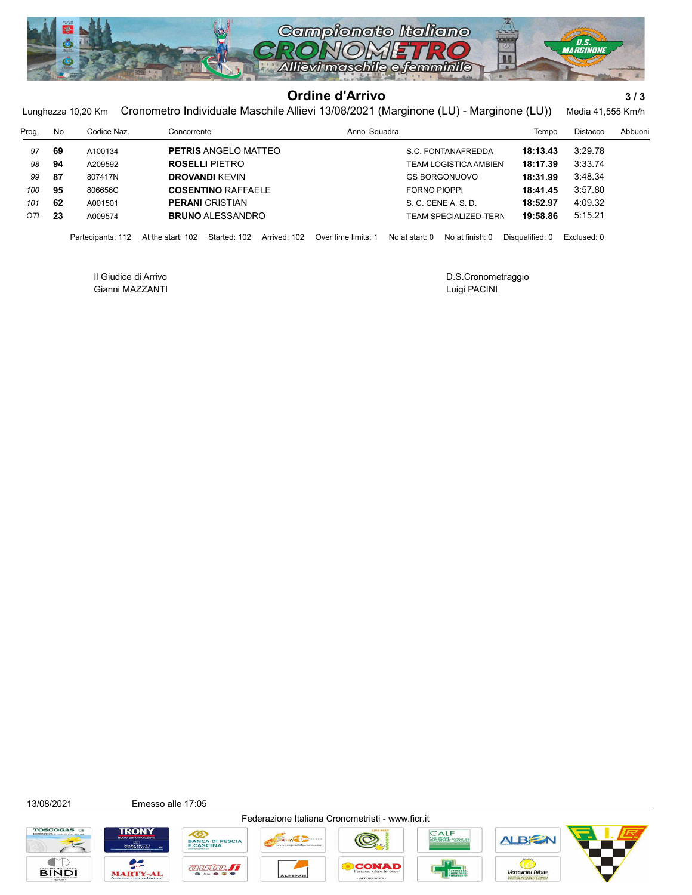# Campionato Italiano CRONOMETRO Allievi maschile e femminile

## Ordine d'Arrivo

Lunghezza 10,20 Km Cronometro Individuale Maschile Allievi 13/08/2021 (Marginone (LU) - Marginone (LU)) Media 41,555 Km/h

| Prog. | No | Codice Naz. | Concorrente | Anno | Squadra | Tempo | Distacco | Abbuoni |
|---|---|---|---|---|---|---|---|---|
| 97 | **69** | A100134 | **PETRIS** ANGELO MATTEO | | S.C. FONTANAFREDDA | **18:13.43** | 3:29.78 | |
| 98 | **94** | A209592 | **ROSELLI** PIETRO | | TEAM LOGISTICA AMBIEN | **18:17.39** | 3:33.74 | |
| 99 | **87** | 807417N | **DROVANDI** KEVIN | | GS BORGONUOVO | **18:31.99** | 3:48.34 | |
| 100 | **95** | 806656C | **COSENTINO** RAFFAELE | | FORNO PIOPPI | **18:41.45** | 3:57.80 | |
| 101 | **62** | A001501 | **PERANI** CRISTIAN | | S. C. CENE A. S. D. | **18:52.97** | 4:09.32 | |
| OTL | **23** | A009574 | **BRUNO** ALESSANDRO | | TEAM SPECIALIZED-TERN | **19:58.86** | 5:15.21 | |

Partecipants: 112 At the start: 102 Started: 102 Arrived: 102 Over time limits: 1 No at start: 0 No at finish: 0 Disqualified: 0 Excluded: 0

Il Giudice di Arrivo
Gianni MAZZANTI

D.S.Cronometraggio
Luigi PACINI

13/08/2021 Emesso alle 17:05

Federazione Italiana Cronometristi - www.ficr.it